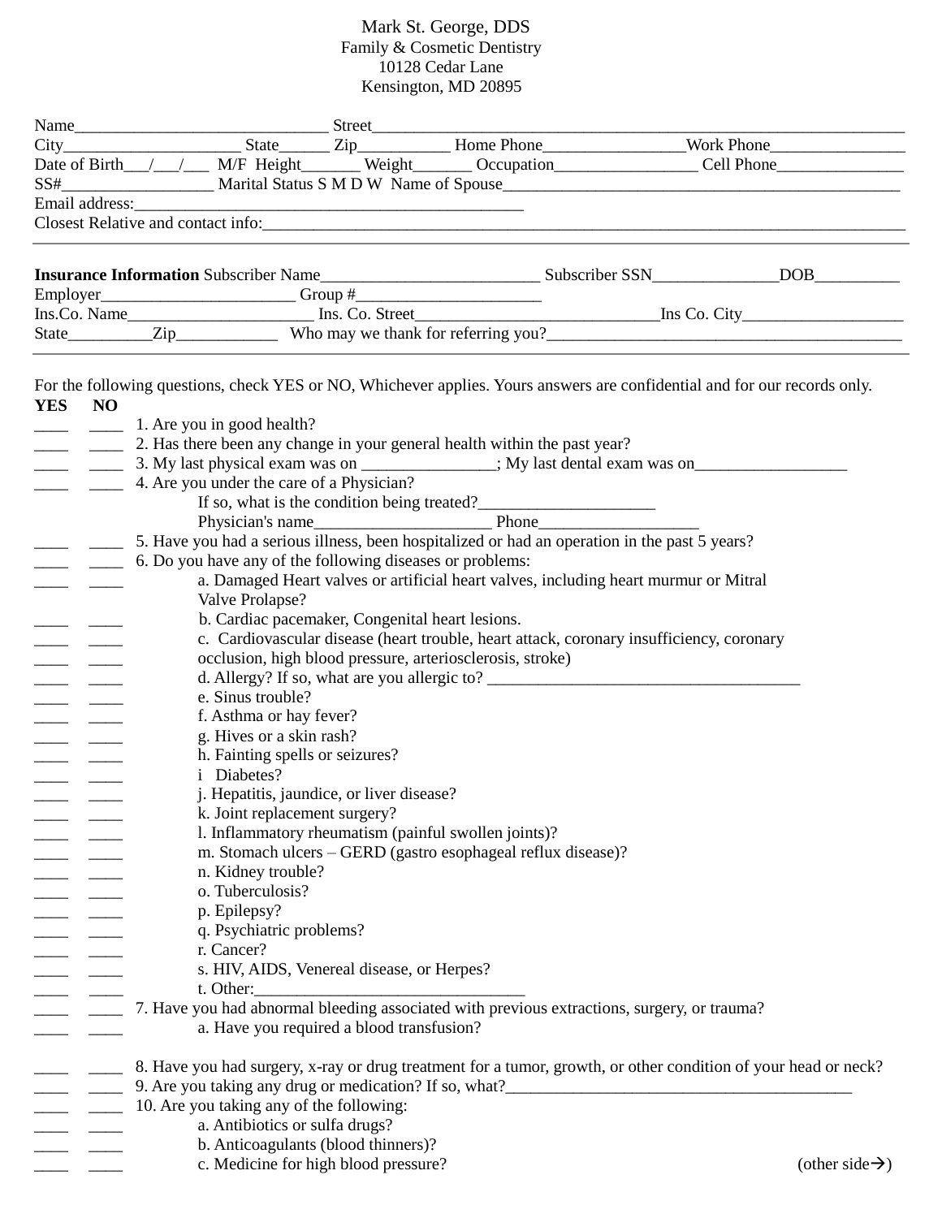Mark St. George, DDS
Family & Cosmetic Dentistry
10128 Cedar Lane
Kensington, MD 20895

Name_____________________________ Street____________________________________________________________
City_____________________ State______ Zip__________ Home Phone________________Work Phone________________
Date of Birth___/___/___ M/F Height_______ Weight_______ Occupation________________ Cell Phone_______________
SS#_________________ Marital Status S M D W Name of Spouse_____________________________________________
Email address:_____________________________________________
Closest Relative and contact info:__________________________________________________________________________

---

**Insurance Information** Subscriber Name_________________________ Subscriber SSN______________DOB__________
Employer______________________ Group #______________________
Ins.Co. Name_____________________ Ins. Co. Street____________________________Ins Co. City___________________
State__________Zip____________ Who may we thank for referring you?__________________________________________

---

For the following questions, check YES or NO, Whichever applies. Yours answers are confidential and for our records only.

**YES NO**

____ ____ 1. Are you in good health?
____ ____ 2. Has there been any change in your general health within the past year?
____ ____ 3. My last physical exam was on ________________; My last dental exam was on__________________
____ ____ 4. Are you under the care of a Physician?
If so, what is the condition being treated?_____________________
Physician's name_____________________ Phone___________________
____ ____ 5. Have you had a serious illness, been hospitalized or had an operation in the past 5 years?
____ ____ 6. Do you have any of the following diseases or problems:
____ ____ a. Damaged Heart valves or artificial heart valves, including heart murmur or Mitral Valve Prolapse?
____ ____ b. Cardiac pacemaker, Congenital heart lesions.
____ ____ c. Cardiovascular disease (heart trouble, heart attack, coronary insufficiency, coronary
____ ____ occlusion, high blood pressure, arteriosclerosis, stroke)
____ ____ d. Allergy? If so, what are you allergic to? ______________________________________
____ ____ e. Sinus trouble?
____ ____ f. Asthma or hay fever?
____ ____ g. Hives or a skin rash?
____ ____ h. Fainting spells or seizures?
____ ____ i Diabetes?
____ ____ j. Hepatitis, jaundice, or liver disease?
____ ____ k. Joint replacement surgery?
____ ____ l. Inflammatory rheumatism (painful swollen joints)?
____ ____ m. Stomach ulcers – GERD (gastro esophageal reflux disease)?
____ ____ n. Kidney trouble?
____ ____ o. Tuberculosis?
____ ____ p. Epilepsy?
____ ____ q. Psychiatric problems?
____ ____ r. Cancer?
____ ____ s. HIV, AIDS, Venereal disease, or Herpes?
____ ____ t. Other:________________________________
____ ____ 7. Have you had abnormal bleeding associated with previous extractions, surgery, or trauma?
____ ____ a. Have you required a blood transfusion?

____ ____ 8. Have you had surgery, x-ray or drug treatment for a tumor, growth, or other condition of your head or neck?
____ ____ 9. Are you taking any drug or medication? If so, what?_________________________________________
____ ____ 10. Are you taking any of the following:
____ ____ a. Antibiotics or sulfa drugs?
____ ____ b. Anticoagulants (blood thinners)?
____ ____ c. Medicine for high blood pressure?

(other side→)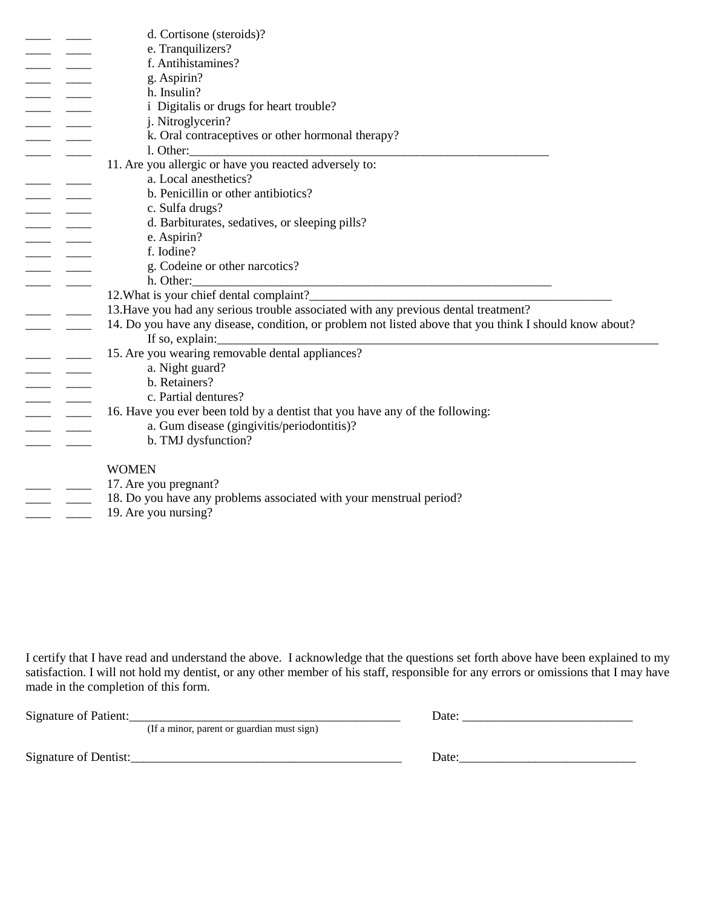____ ____ d. Cortisone (steroids)?
____ ____ e. Tranquilizers?
____ ____ f. Antihistamines?
____ ____ g. Aspirin?
____ ____ h. Insulin?
____ ____ i Digitalis or drugs for heart trouble?
____ ____ j. Nitroglycerin?
____ ____ k. Oral contraceptives or other hormonal therapy?
____ ____ l. Other:____________________________________________________________

11. Are you allergic or have you reacted adversely to:

____ ____ a. Local anesthetics?
____ ____ b. Penicillin or other antibiotics?
____ ____ c. Sulfa drugs?
____ ____ d. Barbiturates, sedatives, or sleeping pills?
____ ____ e. Aspirin?
____ ____ f. Iodine?
____ ____ g. Codeine or other narcotics?
____ ____ h. Other:____________________________________________________________

12.What is your chief dental complaint?__________________________________________________

____ ____ 13.Have you had any serious trouble associated with any previous dental treatment?
____ ____ 14. Do you have any disease, condition, or problem not listed above that you think I should know about?
If so, explain:_____________________________________________________________________________
____ ____ 15. Are you wearing removable dental appliances?
____ ____ a. Night guard?
____ ____ b. Retainers?
____ ____ c. Partial dentures?
____ ____ 16. Have you ever been told by a dentist that you have any of the following:
____ ____ a. Gum disease (gingivitis/periodontitis)?
____ ____ b. TMJ dysfunction?

WOMEN

____ ____ 17. Are you pregnant?
____ ____ 18. Do you have any problems associated with your menstrual period?
____ ____ 19. Are you nursing?

I certify that I have read and understand the above. I acknowledge that the questions set forth above have been explained to my satisfaction. I will not hold my dentist, or any other member of his staff, responsible for any errors or omissions that I may have made in the completion of this form.

Signature of Patient:_____________________________________________ Date: ___________________________
(If a minor, parent or guardian must sign)

Signature of Dentist:_____________________________________________ Date:____________________________